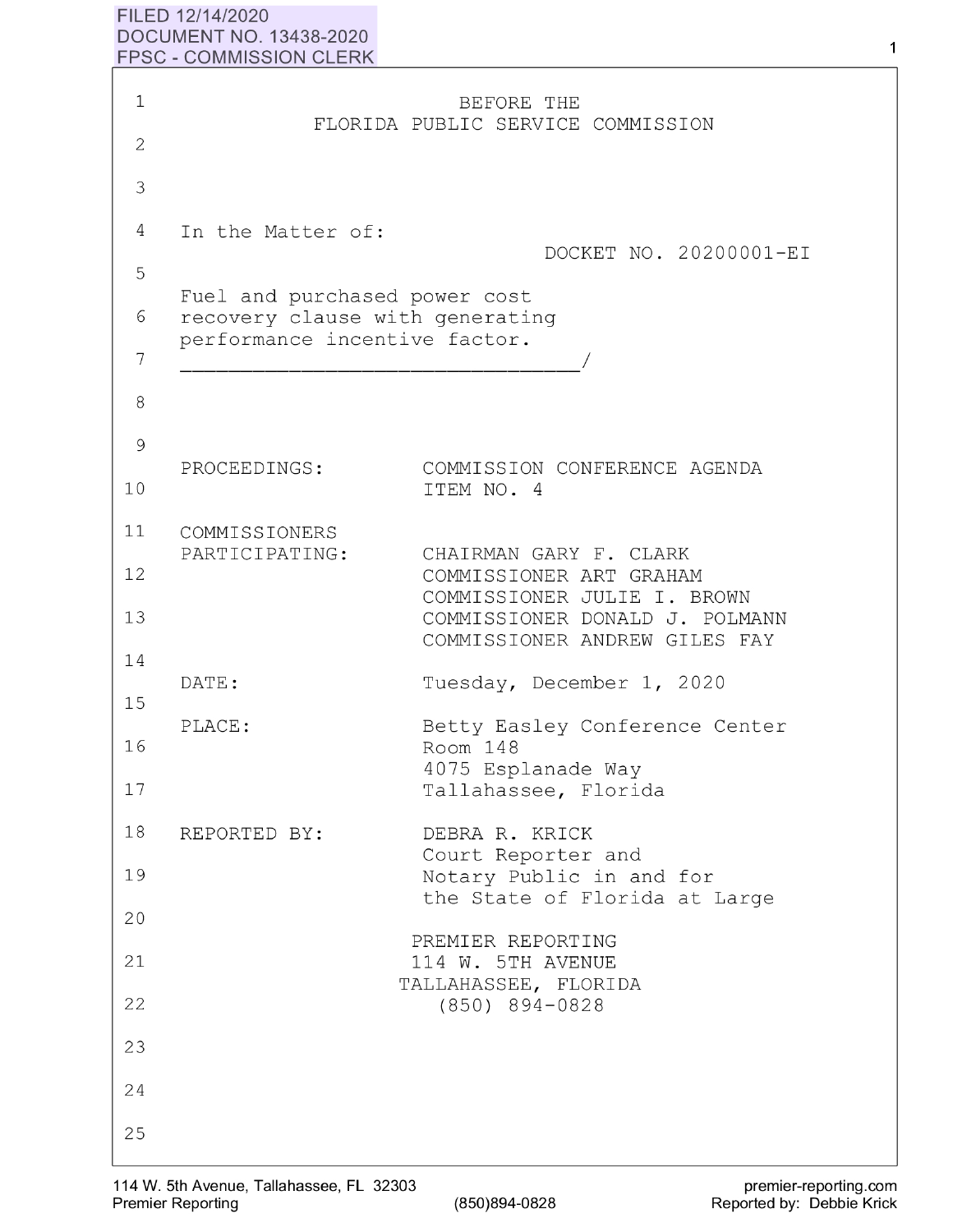FILED 12/14/2020
DOCUMENT NO. 13438-2020
FPSC - COMMISSION CLERK

BEFORE THE
FLORIDA PUBLIC SERVICE COMMISSION

In the Matter of:

DOCKET NO. 20200001-EI

Fuel and purchased power cost recovery clause with generating performance incentive factor.
_______________________________/

PROCEEDINGS: COMMISSION CONFERENCE AGENDA ITEM NO. 4

COMMISSIONERS PARTICIPATING:
CHAIRMAN GARY F. CLARK
COMMISSIONER ART GRAHAM
COMMISSIONER JULIE I. BROWN
COMMISSIONER DONALD J. POLMANN
COMMISSIONER ANDREW GILES FAY

DATE: Tuesday, December 1, 2020

PLACE: Betty Easley Conference Center
Room 148
4075 Esplanade Way
Tallahassee, Florida

REPORTED BY: DEBRA R. KRICK
Court Reporter and
Notary Public in and for
the State of Florida at Large

PREMIER REPORTING
114 W. 5TH AVENUE
TALLAHASSEE, FLORIDA
(850) 894-0828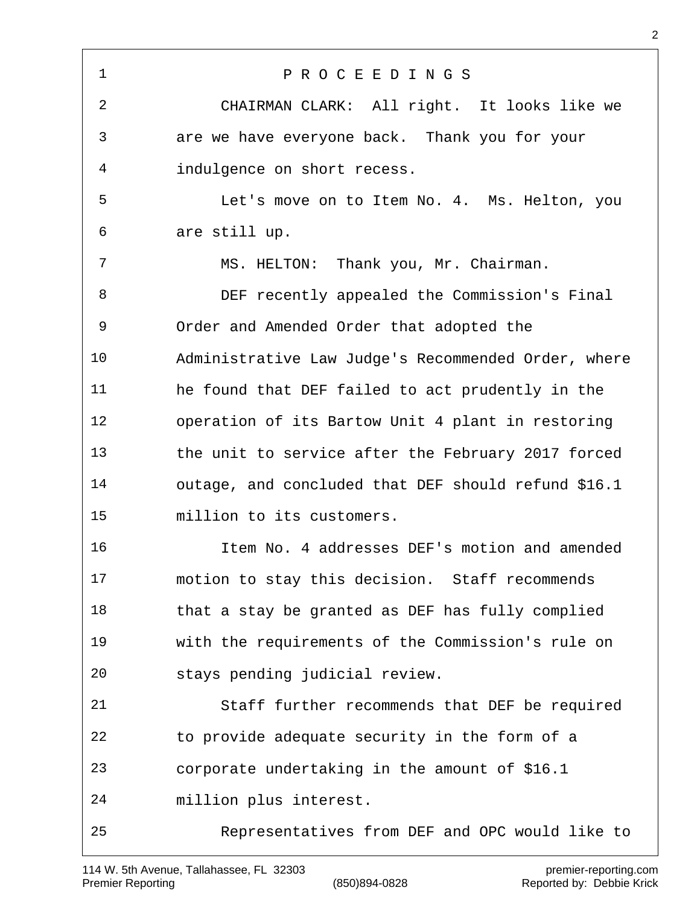P R O C E E D I N G S

CHAIRMAN CLARK: All right. It looks like we are we have everyone back. Thank you for your indulgence on short recess.

Let's move on to Item No. 4. Ms. Helton, you are still up.

MS. HELTON: Thank you, Mr. Chairman.

DEF recently appealed the Commission's Final Order and Amended Order that adopted the Administrative Law Judge's Recommended Order, where he found that DEF failed to act prudently in the operation of its Bartow Unit 4 plant in restoring the unit to service after the February 2017 forced outage, and concluded that DEF should refund $16.1 million to its customers.

Item No. 4 addresses DEF's motion and amended motion to stay this decision. Staff recommends that a stay be granted as DEF has fully complied with the requirements of the Commission's rule on stays pending judicial review.

Staff further recommends that DEF be required to provide adequate security in the form of a corporate undertaking in the amount of $16.1 million plus interest.

Representatives from DEF and OPC would like to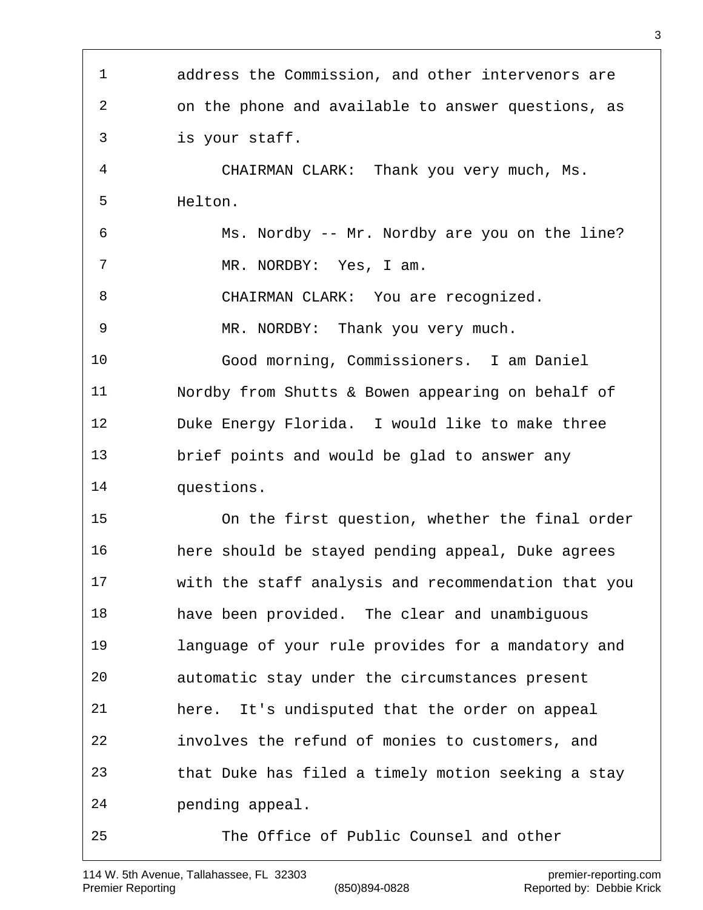address the Commission, and other intervenors are on the phone and available to answer questions, as is your staff.

CHAIRMAN CLARK: Thank you very much, Ms. Helton.

Ms. Nordby -- Mr. Nordby are you on the line?

MR. NORDBY: Yes, I am.

CHAIRMAN CLARK: You are recognized.

MR. NORDBY: Thank you very much.

Good morning, Commissioners. I am Daniel Nordby from Shutts & Bowen appearing on behalf of Duke Energy Florida. I would like to make three brief points and would be glad to answer any questions.

On the first question, whether the final order here should be stayed pending appeal, Duke agrees with the staff analysis and recommendation that you have been provided. The clear and unambiguous language of your rule provides for a mandatory and automatic stay under the circumstances present here. It's undisputed that the order on appeal involves the refund of monies to customers, and that Duke has filed a timely motion seeking a stay pending appeal.

The Office of Public Counsel and other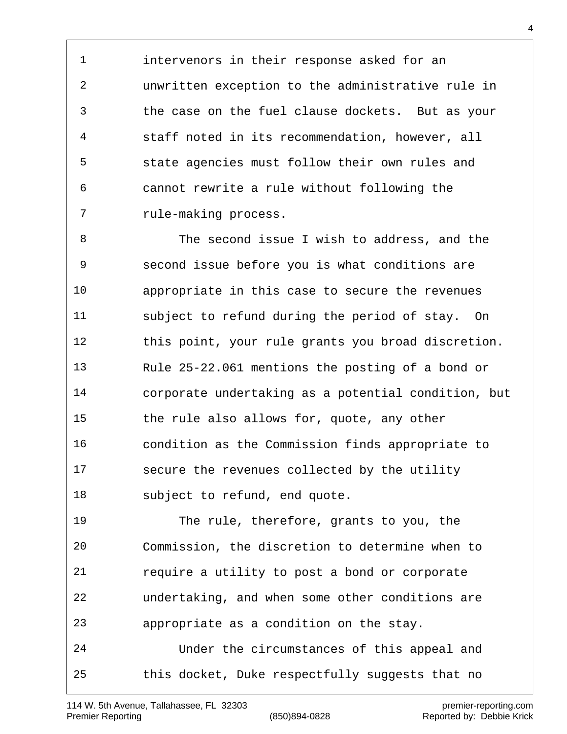intervenors in their response asked for an unwritten exception to the administrative rule in the case on the fuel clause dockets. But as your staff noted in its recommendation, however, all state agencies must follow their own rules and cannot rewrite a rule without following the rule-making process.

The second issue I wish to address, and the second issue before you is what conditions are appropriate in this case to secure the revenues subject to refund during the period of stay. On this point, your rule grants you broad discretion. Rule 25-22.061 mentions the posting of a bond or corporate undertaking as a potential condition, but the rule also allows for, quote, any other condition as the Commission finds appropriate to secure the revenues collected by the utility subject to refund, end quote.

The rule, therefore, grants to you, the Commission, the discretion to determine when to require a utility to post a bond or corporate undertaking, and when some other conditions are appropriate as a condition on the stay.

Under the circumstances of this appeal and this docket, Duke respectfully suggests that no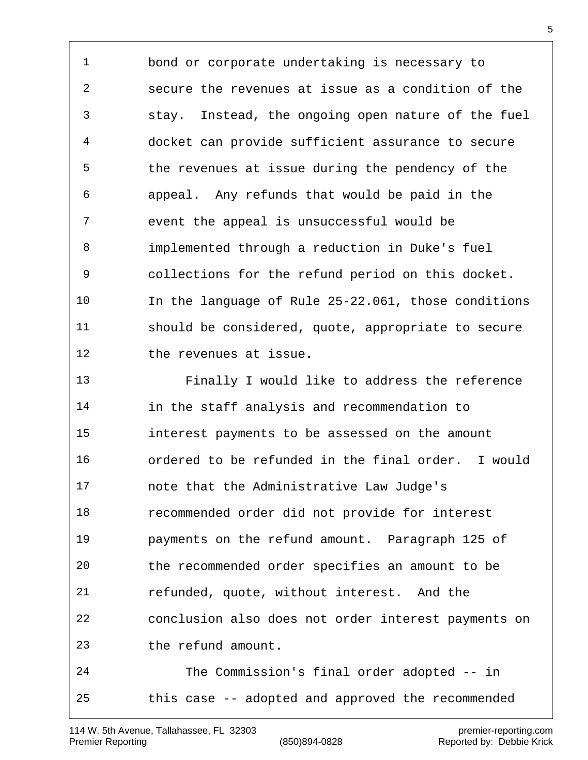bond or corporate undertaking is necessary to secure the revenues at issue as a condition of the stay. Instead, the ongoing open nature of the fuel docket can provide sufficient assurance to secure the revenues at issue during the pendency of the appeal. Any refunds that would be paid in the event the appeal is unsuccessful would be implemented through a reduction in Duke's fuel collections for the refund period on this docket. In the language of Rule 25-22.061, those conditions should be considered, quote, appropriate to secure the revenues at issue.

Finally I would like to address the reference in the staff analysis and recommendation to interest payments to be assessed on the amount ordered to be refunded in the final order. I would note that the Administrative Law Judge's recommended order did not provide for interest payments on the refund amount. Paragraph 125 of the recommended order specifies an amount to be refunded, quote, without interest. And the conclusion also does not order interest payments on the refund amount.

The Commission's final order adopted -- in this case -- adopted and approved the recommended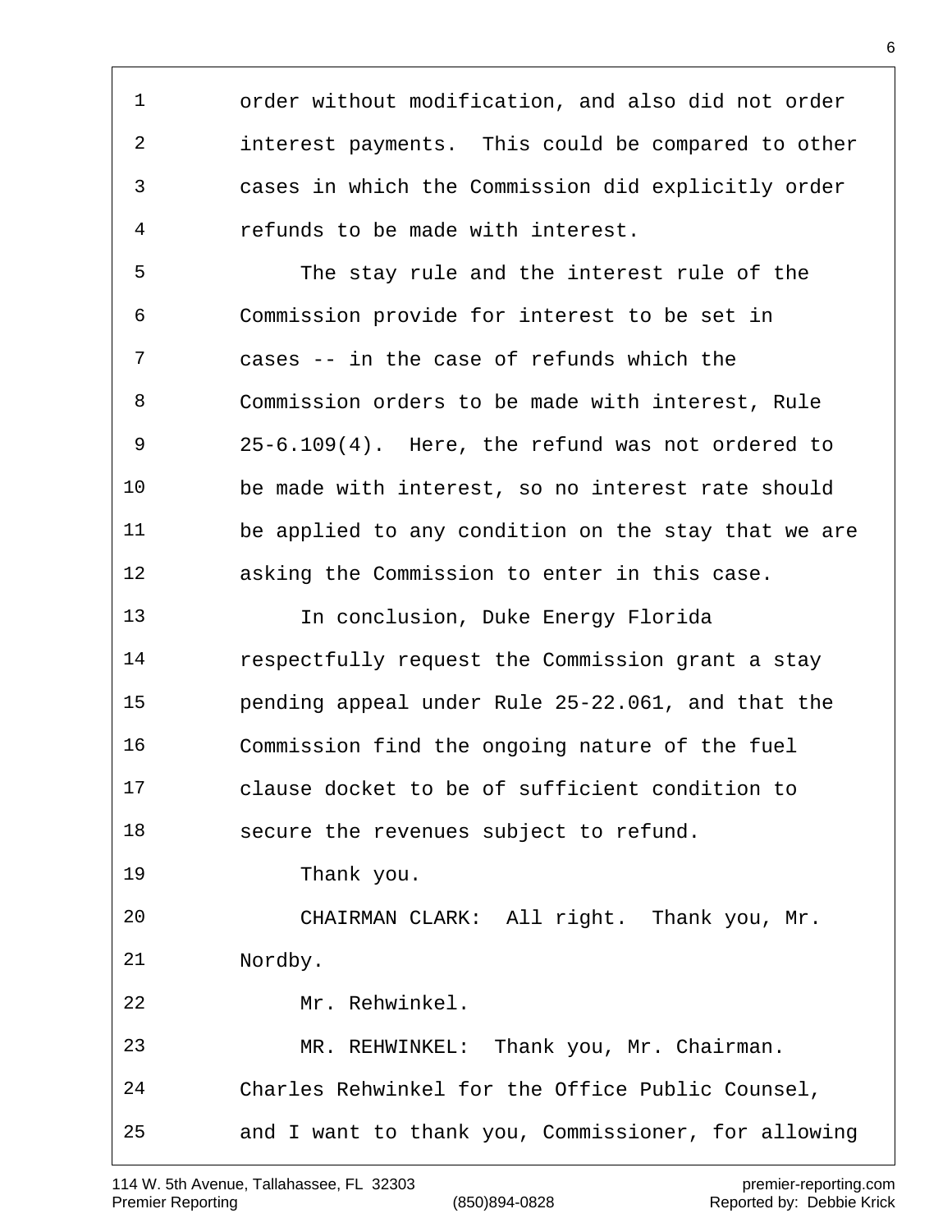order without modification, and also did not order interest payments. This could be compared to other cases in which the Commission did explicitly order refunds to be made with interest.

The stay rule and the interest rule of the Commission provide for interest to be set in cases -- in the case of refunds which the Commission orders to be made with interest, Rule 25-6.109(4). Here, the refund was not ordered to be made with interest, so no interest rate should be applied to any condition on the stay that we are asking the Commission to enter in this case.

In conclusion, Duke Energy Florida respectfully request the Commission grant a stay pending appeal under Rule 25-22.061, and that the Commission find the ongoing nature of the fuel clause docket to be of sufficient condition to secure the revenues subject to refund.

Thank you.

CHAIRMAN CLARK: All right. Thank you, Mr. Nordby.

Mr. Rehwinkel.

MR. REHWINKEL: Thank you, Mr. Chairman. Charles Rehwinkel for the Office Public Counsel, and I want to thank you, Commissioner, for allowing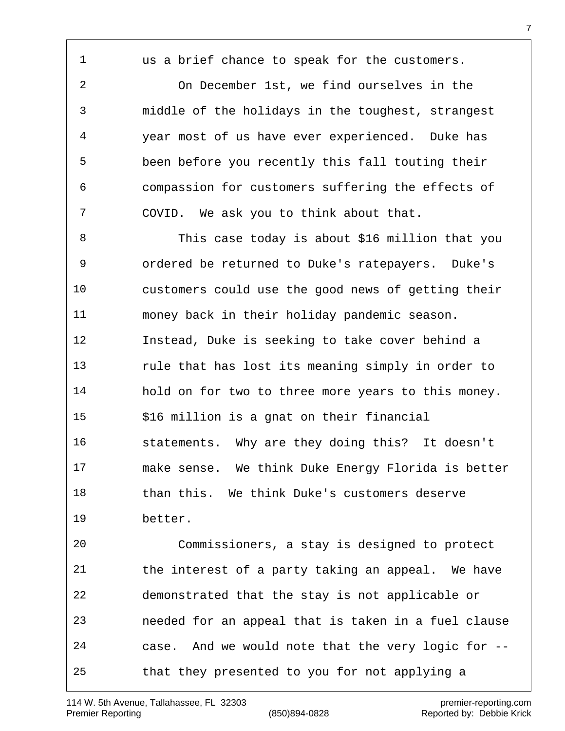us a brief chance to speak for the customers.

On December 1st, we find ourselves in the middle of the holidays in the toughest, strangest year most of us have ever experienced. Duke has been before you recently this fall touting their compassion for customers suffering the effects of COVID. We ask you to think about that.

This case today is about $16 million that you ordered be returned to Duke's ratepayers. Duke's customers could use the good news of getting their money back in their holiday pandemic season. Instead, Duke is seeking to take cover behind a rule that has lost its meaning simply in order to hold on for two to three more years to this money. $16 million is a gnat on their financial statements. Why are they doing this? It doesn't make sense. We think Duke Energy Florida is better than this. We think Duke's customers deserve better.

Commissioners, a stay is designed to protect the interest of a party taking an appeal. We have demonstrated that the stay is not applicable or needed for an appeal that is taken in a fuel clause case. And we would note that the very logic for -- that they presented to you for not applying a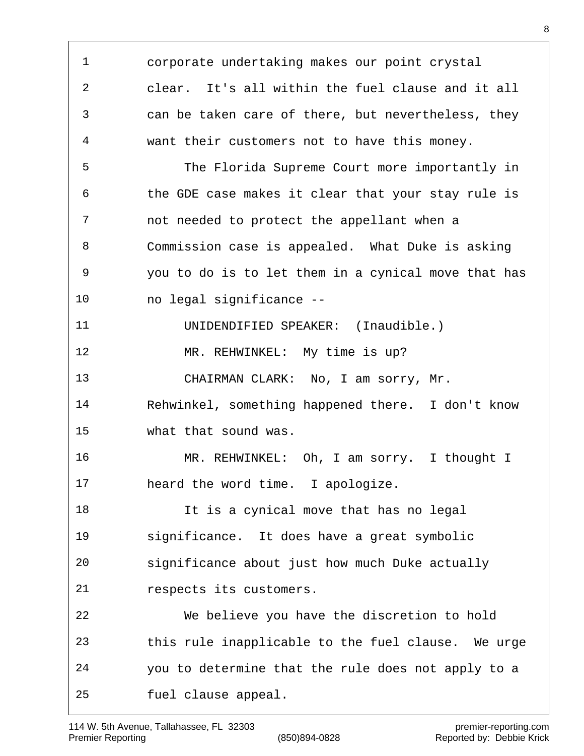corporate undertaking makes our point crystal clear. It's all within the fuel clause and it all can be taken care of there, but nevertheless, they want their customers not to have this money.

The Florida Supreme Court more importantly in the GDE case makes it clear that your stay rule is not needed to protect the appellant when a Commission case is appealed. What Duke is asking you to do is to let them in a cynical move that has no legal significance --

UNIDENDIFIED SPEAKER: (Inaudible.)

MR. REHWINKEL: My time is up?

CHAIRMAN CLARK: No, I am sorry, Mr. Rehwinkel, something happened there. I don't know what that sound was.

MR. REHWINKEL: Oh, I am sorry. I thought I heard the word time. I apologize.

It is a cynical move that has no legal significance. It does have a great symbolic significance about just how much Duke actually respects its customers.

We believe you have the discretion to hold this rule inapplicable to the fuel clause. We urge you to determine that the rule does not apply to a fuel clause appeal.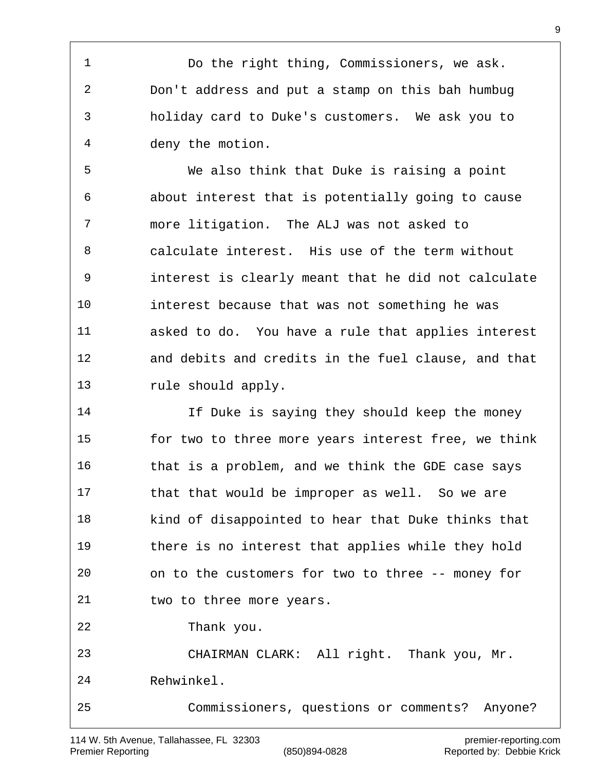Do the right thing, Commissioners, we ask. Don't address and put a stamp on this bah humbug holiday card to Duke's customers. We ask you to deny the motion.

We also think that Duke is raising a point about interest that is potentially going to cause more litigation. The ALJ was not asked to calculate interest. His use of the term without interest is clearly meant that he did not calculate interest because that was not something he was asked to do. You have a rule that applies interest and debits and credits in the fuel clause, and that rule should apply.

If Duke is saying they should keep the money for two to three more years interest free, we think that is a problem, and we think the GDE case says that that would be improper as well. So we are kind of disappointed to hear that Duke thinks that there is no interest that applies while they hold on to the customers for two to three -- money for two to three more years.

Thank you.

CHAIRMAN CLARK: All right. Thank you, Mr. Rehwinkel.

Commissioners, questions or comments? Anyone?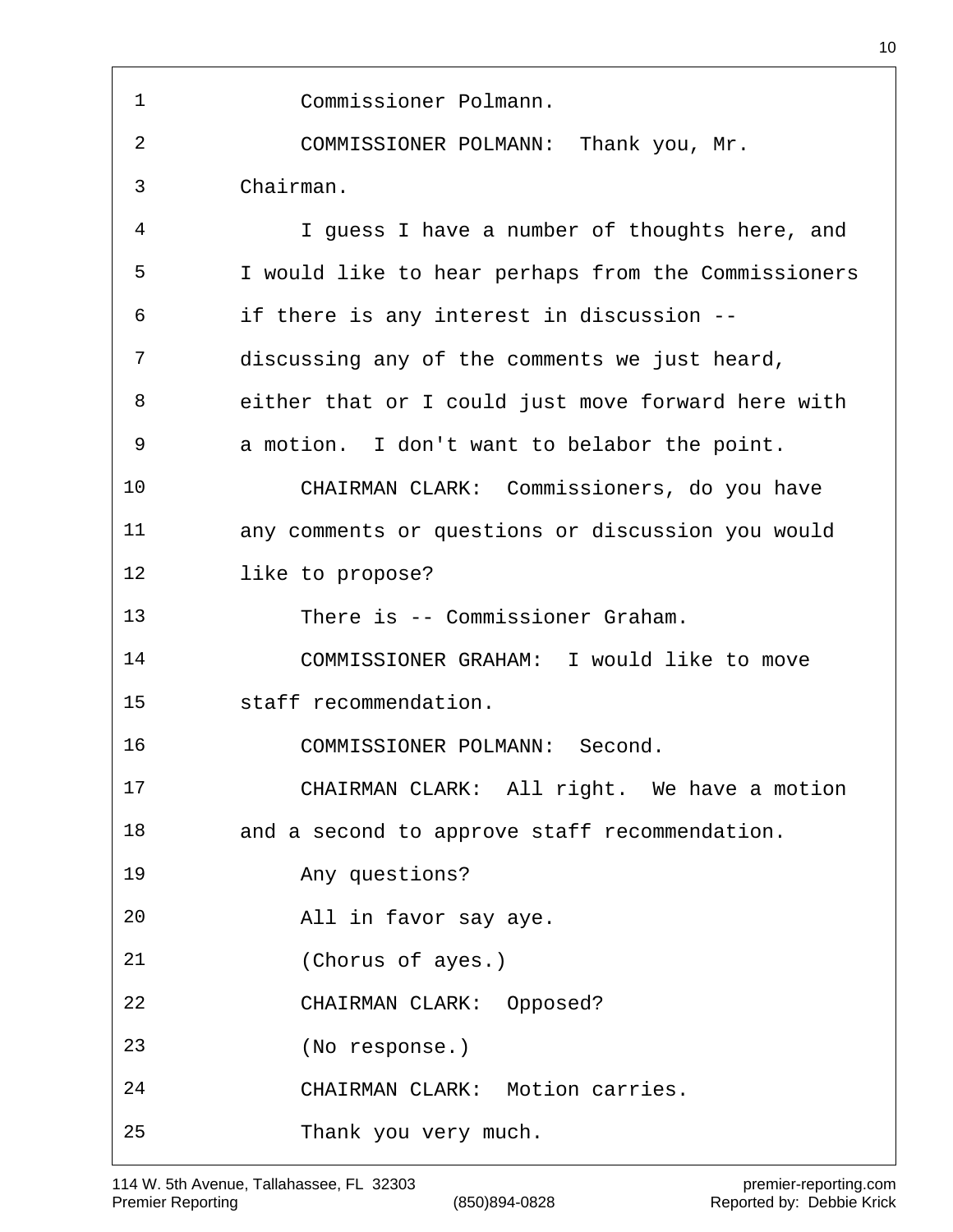Commissioner Polmann.

COMMISSIONER POLMANN: Thank you, Mr. Chairman.

I guess I have a number of thoughts here, and I would like to hear perhaps from the Commissioners if there is any interest in discussion -- discussing any of the comments we just heard, either that or I could just move forward here with a motion. I don't want to belabor the point.

CHAIRMAN CLARK: Commissioners, do you have any comments or questions or discussion you would like to propose?

There is -- Commissioner Graham.

COMMISSIONER GRAHAM: I would like to move staff recommendation.

COMMISSIONER POLMANN: Second.

CHAIRMAN CLARK: All right. We have a motion and a second to approve staff recommendation.

Any questions?

All in favor say aye.

(Chorus of ayes.)

CHAIRMAN CLARK: Opposed?

(No response.)

CHAIRMAN CLARK: Motion carries.

Thank you very much.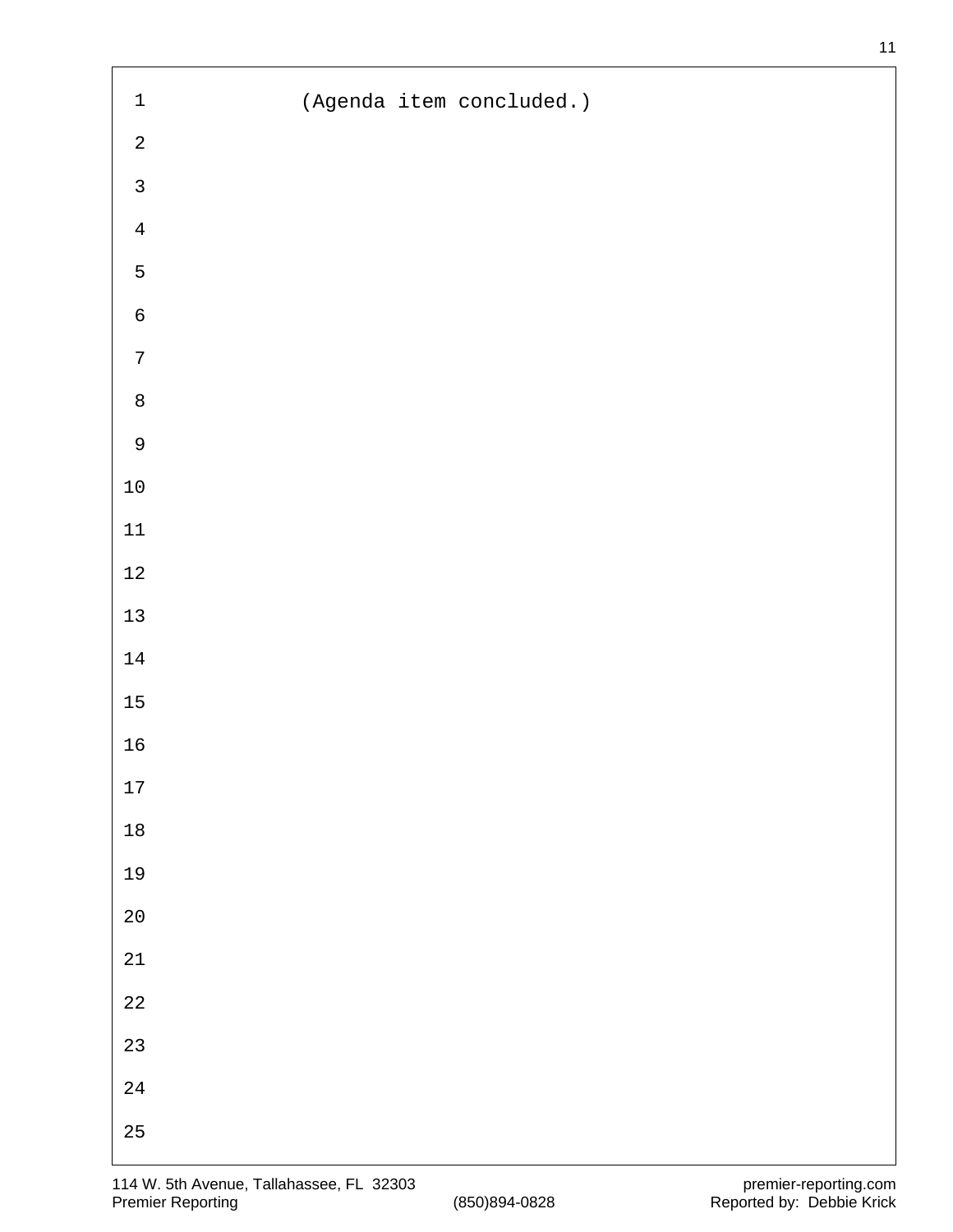(Agenda item concluded.)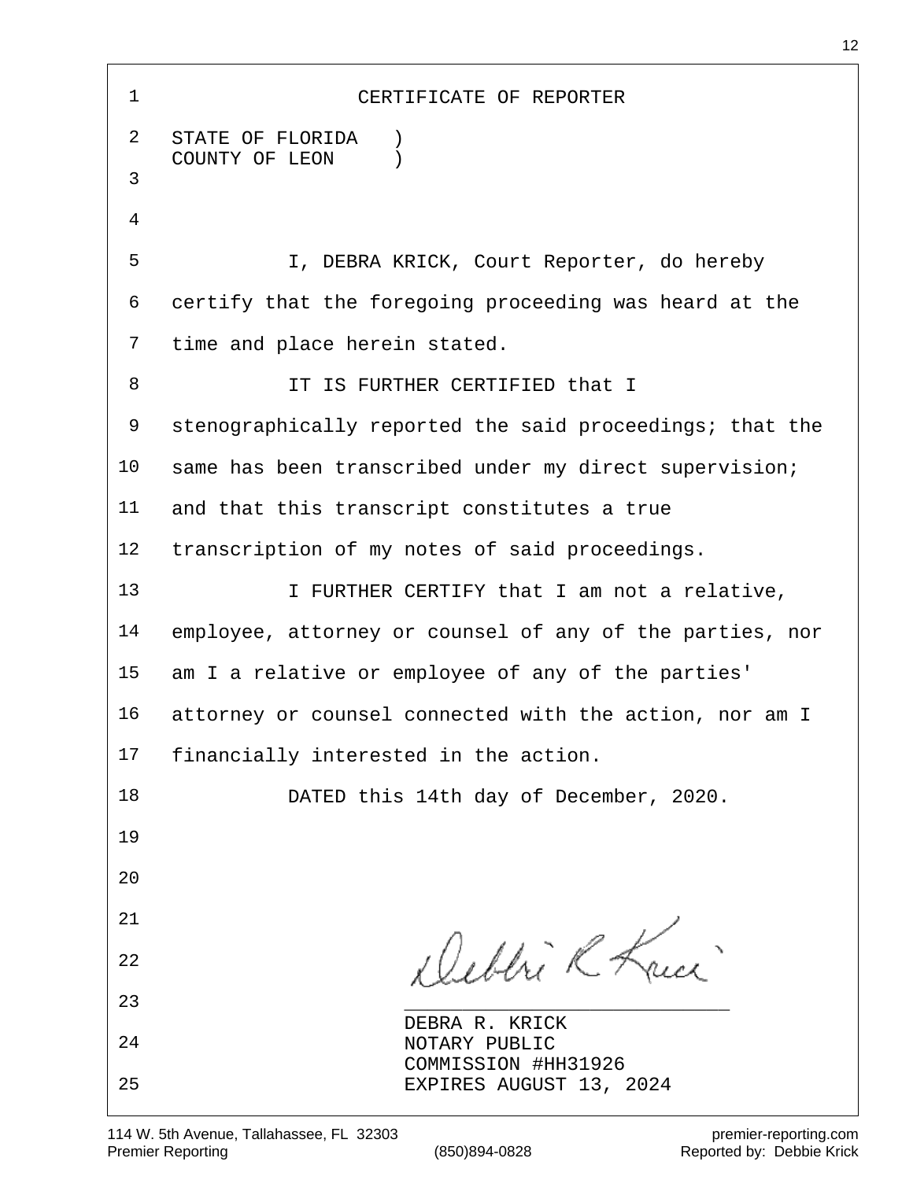# CERTIFICATE OF REPORTER

STATE OF FLORIDA )
COUNTY OF LEON )

I, DEBRA KRICK, Court Reporter, do hereby certify that the foregoing proceeding was heard at the time and place herein stated.

IT IS FURTHER CERTIFIED that I stenographically reported the said proceedings; that the same has been transcribed under my direct supervision; and that this transcript constitutes a true transcription of my notes of said proceedings.

I FURTHER CERTIFY that I am not a relative, employee, attorney or counsel of any of the parties, nor am I a relative or employee of any of the parties' attorney or counsel connected with the action, nor am I financially interested in the action.

DATED this 14th day of December, 2020.

Debbie R Krick

DEBRA R. KRICK
NOTARY PUBLIC
COMMISSION #HH31926
EXPIRES AUGUST 13, 2024